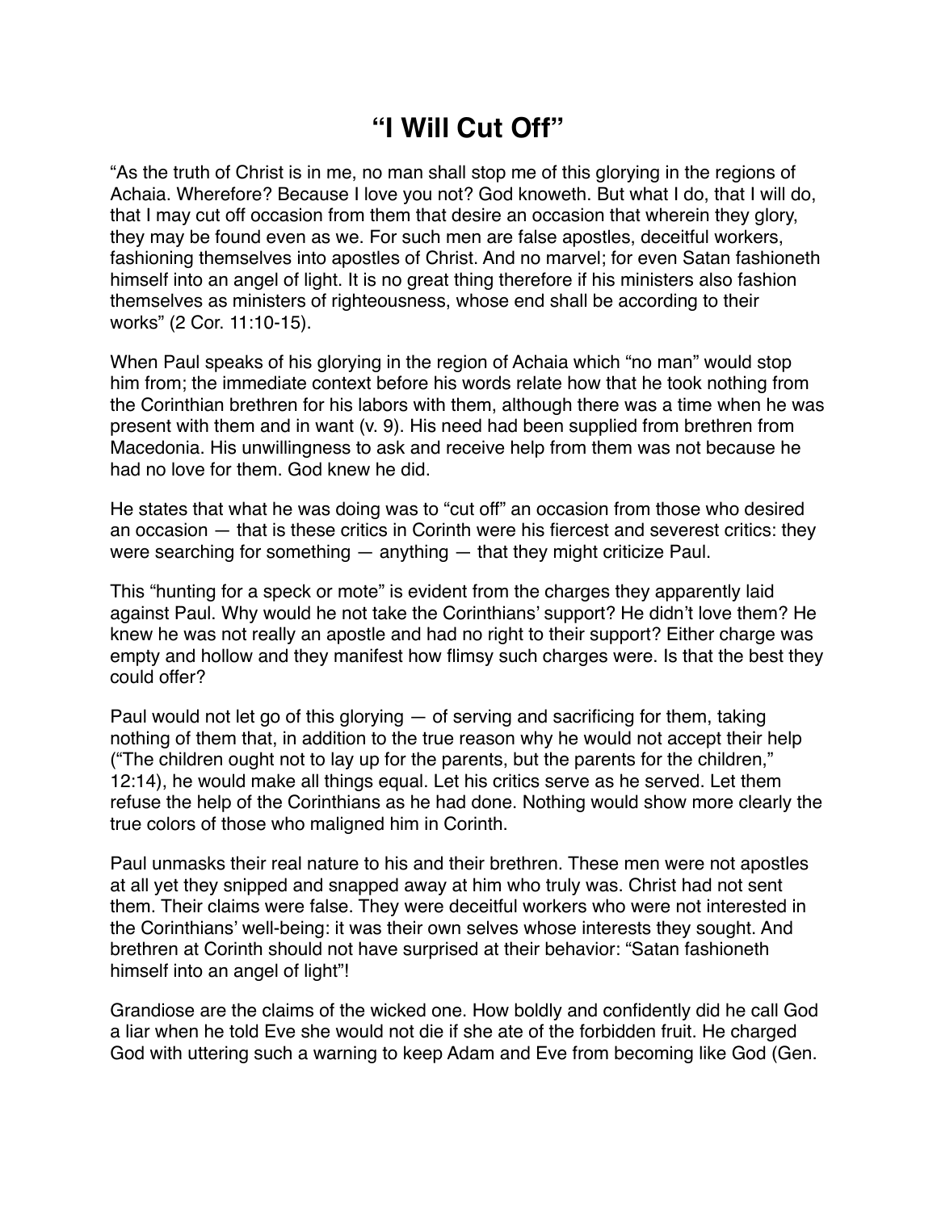# "I Will Cut Off"

"As the truth of Christ is in me, no man shall stop me of this glorying in the regions of Achaia. Wherefore? Because I love you not? God knoweth. But what I do, that I will do, that I may cut off occasion from them that desire an occasion that wherein they glory, they may be found even as we. For such men are false apostles, deceitful workers, fashioning themselves into apostles of Christ. And no marvel; for even Satan fashioneth himself into an angel of light. It is no great thing therefore if his ministers also fashion themselves as ministers of righteousness, whose end shall be according to their works" (2 Cor. 11:10-15).

When Paul speaks of his glorying in the region of Achaia which "no man" would stop him from; the immediate context before his words relate how that he took nothing from the Corinthian brethren for his labors with them, although there was a time when he was present with them and in want (v. 9). His need had been supplied from brethren from Macedonia. His unwillingness to ask and receive help from them was not because he had no love for them. God knew he did.

He states that what he was doing was to "cut off" an occasion from those who desired an occasion — that is these critics in Corinth were his fiercest and severest critics: they were searching for something — anything — that they might criticize Paul.

This "hunting for a speck or mote" is evident from the charges they apparently laid against Paul. Why would he not take the Corinthians' support? He didn't love them? He knew he was not really an apostle and had no right to their support? Either charge was empty and hollow and they manifest how flimsy such charges were. Is that the best they could offer?

Paul would not let go of this glorying — of serving and sacrificing for them, taking nothing of them that, in addition to the true reason why he would not accept their help ("The children ought not to lay up for the parents, but the parents for the children," 12:14), he would make all things equal. Let his critics serve as he served. Let them refuse the help of the Corinthians as he had done. Nothing would show more clearly the true colors of those who maligned him in Corinth.

Paul unmasks their real nature to his and their brethren. These men were not apostles at all yet they snipped and snapped away at him who truly was. Christ had not sent them. Their claims were false. They were deceitful workers who were not interested in the Corinthians' well-being: it was their own selves whose interests they sought. And brethren at Corinth should not have surprised at their behavior: "Satan fashioneth himself into an angel of light"!

Grandiose are the claims of the wicked one. How boldly and confidently did he call God a liar when he told Eve she would not die if she ate of the forbidden fruit. He charged God with uttering such a warning to keep Adam and Eve from becoming like God (Gen.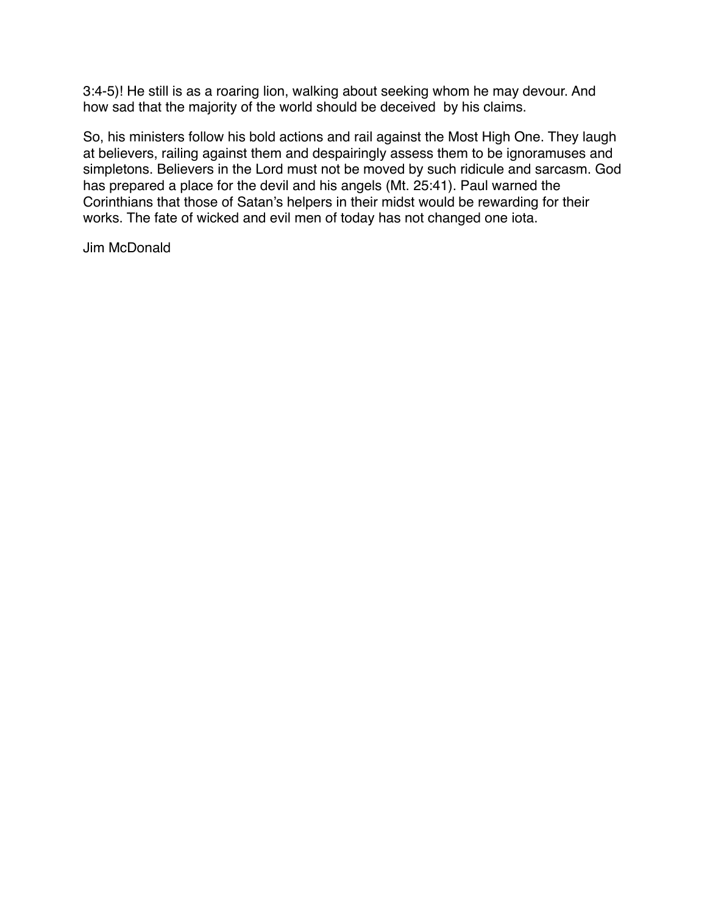3:4-5)! He still is as a roaring lion, walking about seeking whom he may devour. And how sad that the majority of the world should be deceived by his claims.

So, his ministers follow his bold actions and rail against the Most High One. They laugh at believers, railing against them and despairingly assess them to be ignoramuses and simpletons. Believers in the Lord must not be moved by such ridicule and sarcasm. God has prepared a place for the devil and his angels (Mt. 25:41). Paul warned the Corinthians that those of Satan's helpers in their midst would be rewarding for their works. The fate of wicked and evil men of today has not changed one iota.

Jim McDonald